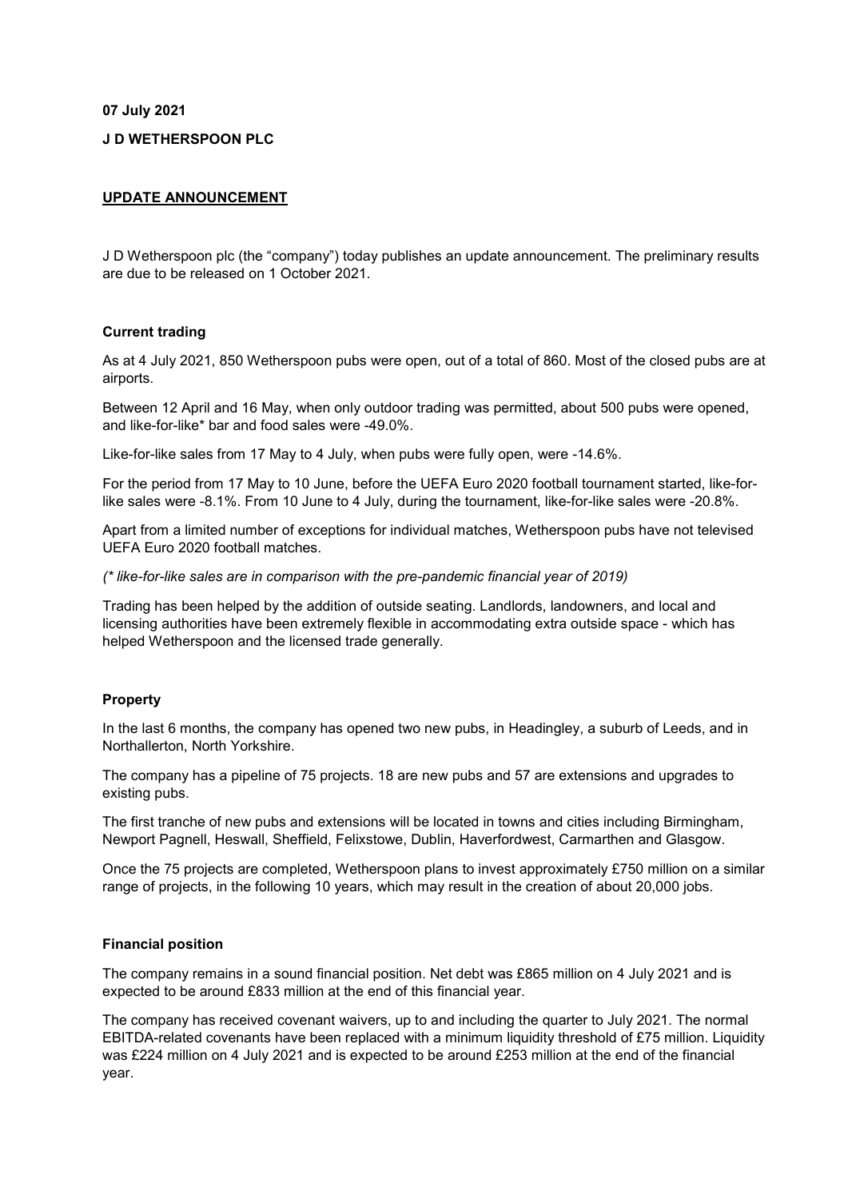**07 July 2021**

**J D WETHERSPOON PLC**

**UPDATE ANNOUNCEMENT**

J D Wetherspoon plc (the "company") today publishes an update announcement. The preliminary results are due to be released on 1 October 2021.

**Current trading**

As at 4 July 2021, 850 Wetherspoon pubs were open, out of a total of 860. Most of the closed pubs are at airports.

Between 12 April and 16 May, when only outdoor trading was permitted, about 500 pubs were opened, and like-for-like* bar and food sales were -49.0%.

Like-for-like sales from 17 May to 4 July, when pubs were fully open, were -14.6%.

For the period from 17 May to 10 June, before the UEFA Euro 2020 football tournament started, like-for-like sales were -8.1%. From 10 June to 4 July, during the tournament, like-for-like sales were -20.8%.

Apart from a limited number of exceptions for individual matches, Wetherspoon pubs have not televised UEFA Euro 2020 football matches.

*(* like-for-like sales are in comparison with the pre-pandemic financial year of 2019)*

Trading has been helped by the addition of outside seating. Landlords, landowners, and local and licensing authorities have been extremely flexible in accommodating extra outside space - which has helped Wetherspoon and the licensed trade generally.

**Property**

In the last 6 months, the company has opened two new pubs, in Headingley, a suburb of Leeds, and in Northallerton, North Yorkshire.

The company has a pipeline of 75 projects. 18 are new pubs and 57 are extensions and upgrades to existing pubs.

The first tranche of new pubs and extensions will be located in towns and cities including Birmingham, Newport Pagnell, Heswall, Sheffield, Felixstowe, Dublin, Haverfordwest, Carmarthen and Glasgow.

Once the 75 projects are completed, Wetherspoon plans to invest approximately £750 million on a similar range of projects, in the following 10 years, which may result in the creation of about 20,000 jobs.

**Financial position**

The company remains in a sound financial position. Net debt was £865 million on 4 July 2021 and is expected to be around £833 million at the end of this financial year.

The company has received covenant waivers, up to and including the quarter to July 2021. The normal EBITDA-related covenants have been replaced with a minimum liquidity threshold of £75 million. Liquidity was £224 million on 4 July 2021 and is expected to be around £253 million at the end of the financial year.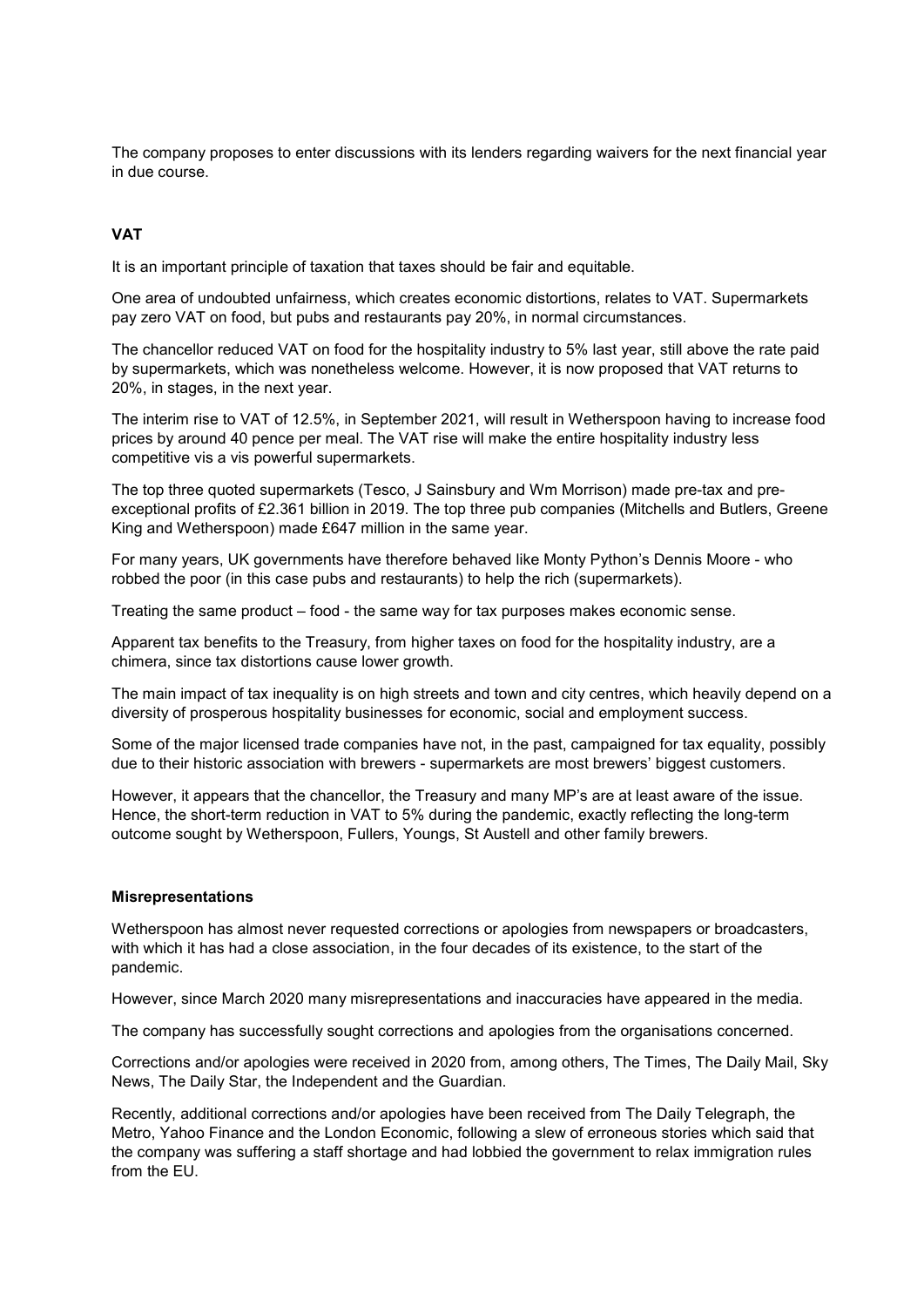The company proposes to enter discussions with its lenders regarding waivers for the next financial year in due course.

## VAT

It is an important principle of taxation that taxes should be fair and equitable.

One area of undoubted unfairness, which creates economic distortions, relates to VAT. Supermarkets pay zero VAT on food, but pubs and restaurants pay 20%, in normal circumstances.

The chancellor reduced VAT on food for the hospitality industry to 5% last year, still above the rate paid by supermarkets, which was nonetheless welcome. However, it is now proposed that VAT returns to 20%, in stages, in the next year.

The interim rise to VAT of 12.5%, in September 2021, will result in Wetherspoon having to increase food prices by around 40 pence per meal. The VAT rise will make the entire hospitality industry less competitive vis a vis powerful supermarkets.

The top three quoted supermarkets (Tesco, J Sainsbury and Wm Morrison) made pre-tax and pre-exceptional profits of £2.361 billion in 2019. The top three pub companies (Mitchells and Butlers, Greene King and Wetherspoon) made £647 million in the same year.

For many years, UK governments have therefore behaved like Monty Python's Dennis Moore - who robbed the poor (in this case pubs and restaurants) to help the rich (supermarkets).

Treating the same product – food - the same way for tax purposes makes economic sense.

Apparent tax benefits to the Treasury, from higher taxes on food for the hospitality industry, are a chimera, since tax distortions cause lower growth.

The main impact of tax inequality is on high streets and town and city centres, which heavily depend on a diversity of prosperous hospitality businesses for economic, social and employment success.

Some of the major licensed trade companies have not, in the past, campaigned for tax equality, possibly due to their historic association with brewers - supermarkets are most brewers' biggest customers.

However, it appears that the chancellor, the Treasury and many MP's are at least aware of the issue. Hence, the short-term reduction in VAT to 5% during the pandemic, exactly reflecting the long-term outcome sought by Wetherspoon, Fullers, Youngs, St Austell and other family brewers.

## Misrepresentations

Wetherspoon has almost never requested corrections or apologies from newspapers or broadcasters, with which it has had a close association, in the four decades of its existence, to the start of the pandemic.

However, since March 2020 many misrepresentations and inaccuracies have appeared in the media.

The company has successfully sought corrections and apologies from the organisations concerned.

Corrections and/or apologies were received in 2020 from, among others, The Times, The Daily Mail, Sky News, The Daily Star, the Independent and the Guardian.

Recently, additional corrections and/or apologies have been received from The Daily Telegraph, the Metro, Yahoo Finance and the London Economic, following a slew of erroneous stories which said that the company was suffering a staff shortage and had lobbied the government to relax immigration rules from the EU.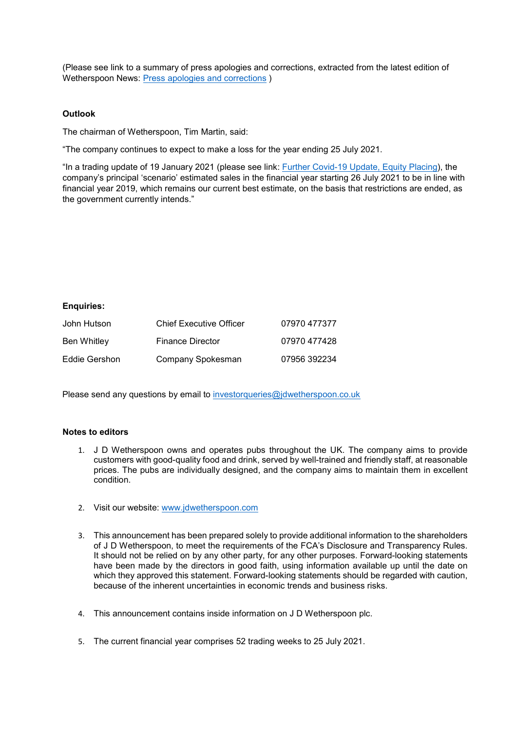(Please see link to a summary of press apologies and corrections, extracted from the latest edition of Wetherspoon News: [Press apologies and corrections](#) )

**Outlook**

The chairman of Wetherspoon, Tim Martin, said:

"The company continues to expect to make a loss for the year ending 25 July 2021.

"In a trading update of 19 January 2021 (please see link: [Further Covid-19 Update, Equity Placing](#)), the company's principal 'scenario' estimated sales in the financial year starting 26 July 2021 to be in line with financial year 2019, which remains our current best estimate, on the basis that restrictions are ended, as the government currently intends."

**Enquiries:**

| | | |
|---|---|---|
| John Hutson | Chief Executive Officer | 07970 477377 |
| Ben Whitley | Finance Director | 07970 477428 |
| Eddie Gershon | Company Spokesman | 07956 392234 |

Please send any questions by email to investorqueries@jdwetherspoon.co.uk

**Notes to editors**

1. J D Wetherspoon owns and operates pubs throughout the UK. The company aims to provide customers with good-quality food and drink, served by well-trained and friendly staff, at reasonable prices. The pubs are individually designed, and the company aims to maintain them in excellent condition.

2. Visit our website: www.jdwetherspoon.com

3. This announcement has been prepared solely to provide additional information to the shareholders of J D Wetherspoon, to meet the requirements of the FCA's Disclosure and Transparency Rules. It should not be relied on by any other party, for any other purposes. Forward-looking statements have been made by the directors in good faith, using information available up until the date on which they approved this statement. Forward-looking statements should be regarded with caution, because of the inherent uncertainties in economic trends and business risks.

4. This announcement contains inside information on J D Wetherspoon plc.

5. The current financial year comprises 52 trading weeks to 25 July 2021.